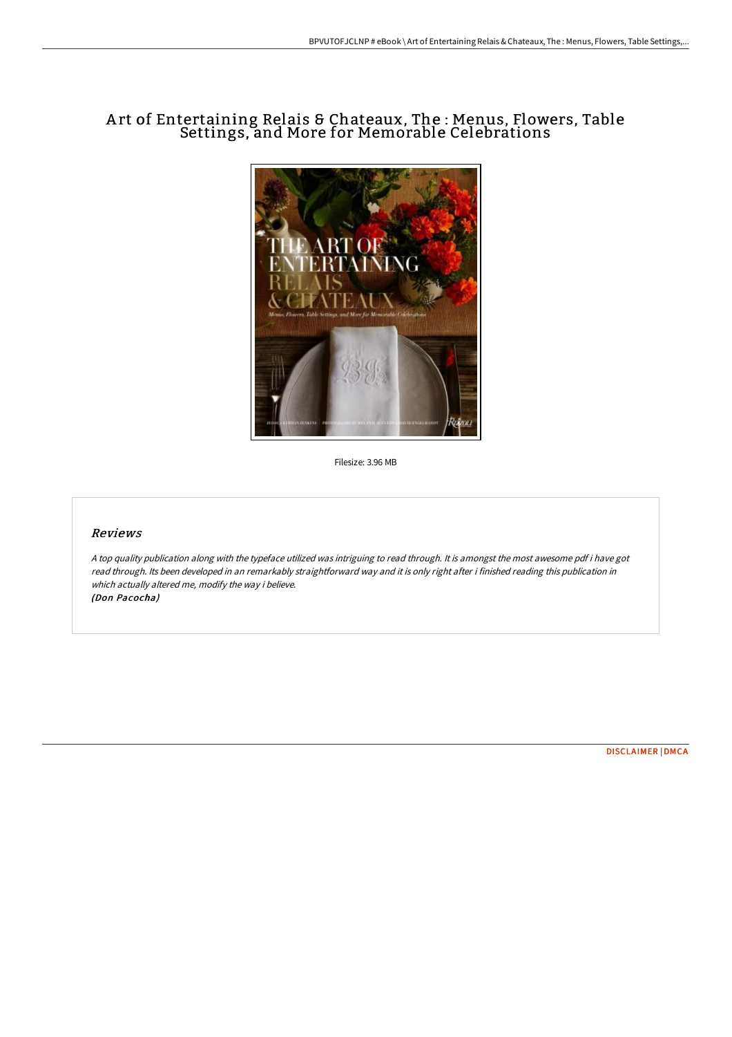# Art of Entertaining Relais & Chateaux, The : Menus, Flowers, Table Settings, and More for Memorable Celebrations

Filesize: 3.96 MB

## Reviews

*A top quality publication along with the typeface utilized was intriguing to read through. It is amongst the most awesome pdf i have got read through. Its been developed in an remarkably straightforward way and it is only right after i finished reading this publication in which actually altered me, modify the way i believe.*
*(Don Pacocha)*

DISCLAIMER | DMCA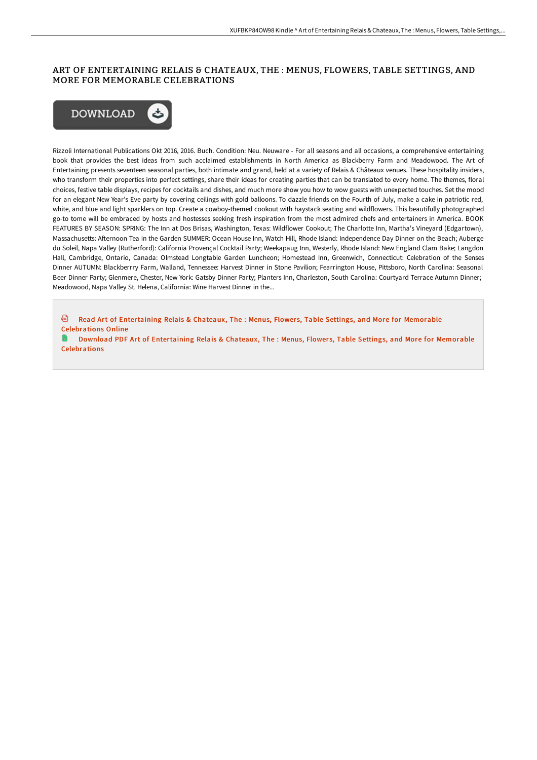# ART OF ENTERTAINING RELAIS & CHATEAUX, THE : MENUS, FLOWERS, TABLE SETTINGS, AND MORE FOR MEMORABLE CELEBRATIONS

Rizzoli International Publications Okt 2016, 2016. Buch. Condition: Neu. Neuware - For all seasons and all occasions, a comprehensive entertaining book that provides the best ideas from such acclaimed establishments in North America as Blackberry Farm and Meadowood. The Art of Entertaining presents seventeen seasonal parties, both intimate and grand, held at a variety of Relais & Châteaux venues. These hospitality insiders, who transform their properties into perfect settings, share their ideas for creating parties that can be translated to every home. The themes, floral choices, festive table displays, recipes for cocktails and dishes, and much more show you how to wow guests with unexpected touches. Set the mood for an elegant New Year's Eve party by covering ceilings with gold balloons. To dazzle friends on the Fourth of July, make a cake in patriotic red, white, and blue and light sparklers on top. Create a cowboy-themed cookout with haystack seating and wildflowers. This beautifully photographed go-to tome will be embraced by hosts and hostesses seeking fresh inspiration from the most admired chefs and entertainers in America. BOOK FEATURES BY SEASON: SPRING: The Inn at Dos Brisas, Washington, Texas: Wildflower Cookout; The Charlotte Inn, Martha's Vineyard (Edgartown), Massachusetts: Afternoon Tea in the Garden SUMMER: Ocean House Inn, Watch Hill, Rhode Island: Independence Day Dinner on the Beach; Auberge du Soleil, Napa Valley (Rutherford): California Provençal Cocktail Party; Weekapaug Inn, Westerly, Rhode Island: New England Clam Bake; Langdon Hall, Cambridge, Ontario, Canada: Olmstead Longtable Garden Luncheon; Homestead Inn, Greenwich, Connecticut: Celebration of the Senses Dinner AUTUMN: Blackberrry Farm, Walland, Tennessee: Harvest Dinner in Stone Pavilion; Fearrington House, Pittsboro, North Carolina: Seasonal Beer Dinner Party; Glenmere, Chester, New York: Gatsby Dinner Party; Planters Inn, Charleston, South Carolina: Courtyard Terrace Autumn Dinner; Meadowood, Napa Valley St. Helena, California: Wine Harvest Dinner in the...

Read Art of Entertaining Relais & Chateaux, The : Menus, Flowers, Table Settings, and More for Memorable Celebrations Online

Download PDF Art of Entertaining Relais & Chateaux, The : Menus, Flowers, Table Settings, and More for Memorable Celebrations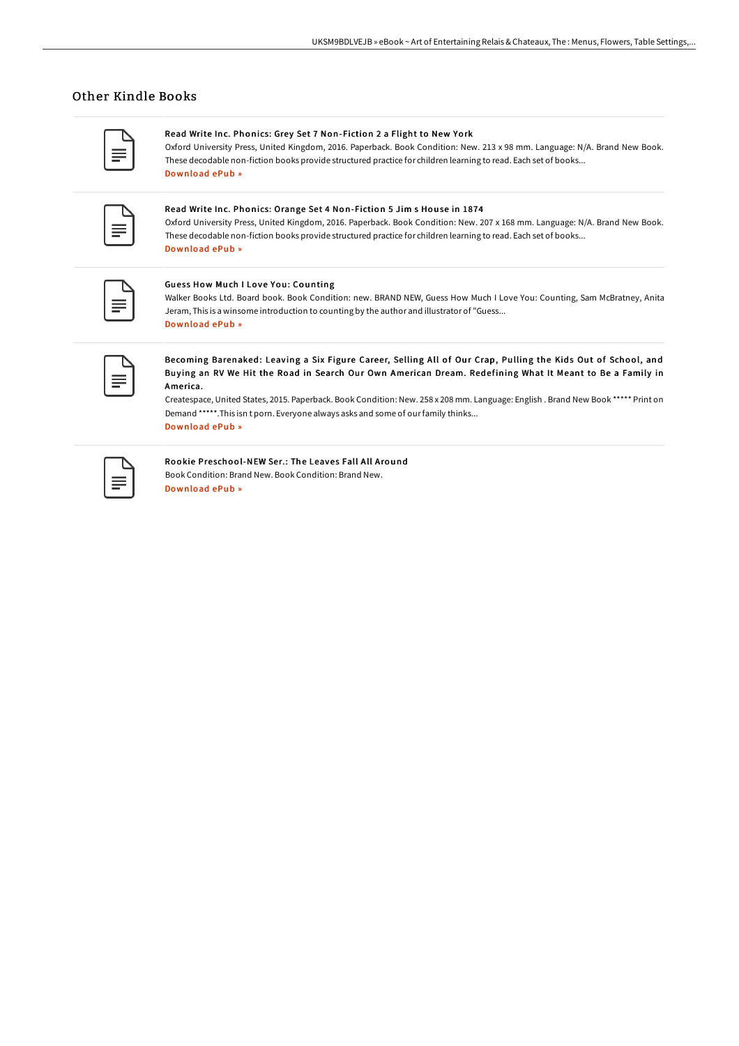## Other Kindle Books

### Read Write Inc. Phonics: Grey Set 7 Non-Fiction 2 a Flight to New York

Oxford University Press, United Kingdom, 2016. Paperback. Book Condition: New. 213 x 98 mm. Language: N/A. Brand New Book. These decodable non-fiction books provide structured practice for children learning to read. Each set of books...

Download ePub »

### Read Write Inc. Phonics: Orange Set 4 Non-Fiction 5 Jim s House in 1874

Oxford University Press, United Kingdom, 2016. Paperback. Book Condition: New. 207 x 168 mm. Language: N/A. Brand New Book. These decodable non-fiction books provide structured practice for children learning to read. Each set of books...

Download ePub »

### Guess How Much I Love You: Counting

Walker Books Ltd. Board book. Book Condition: new. BRAND NEW, Guess How Much I Love You: Counting, Sam McBratney, Anita Jeram, This is a winsome introduction to counting by the author and illustrator of "Guess...

Download ePub »

### Becoming Barenaked: Leaving a Six Figure Career, Selling All of Our Crap, Pulling the Kids Out of School, and Buying an RV We Hit the Road in Search Our Own American Dream. Redefining What It Meant to Be a Family in America.

Createspace, United States, 2015. Paperback. Book Condition: New. 258 x 208 mm. Language: English . Brand New Book ***** Print on Demand *****.This isn t porn. Everyone always asks and some of our family thinks...

Download ePub »

### Rookie Preschool-NEW Ser.: The Leaves Fall All Around

Book Condition: Brand New. Book Condition: Brand New.

Download ePub »